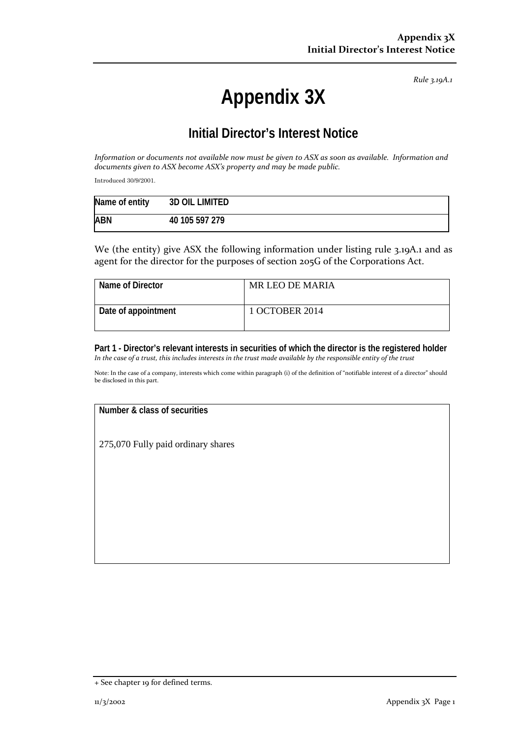*Rule 3.19A.1*

# Appendix 3X

## Initial Director's Interest Notice

*Information or documents not available now must be given to ASX as soon as available. Information and documents given to ASX become ASX's property and may be made public.*

Introduced 30/9/2001.

| Name of entity | 3D OIL LIMITED |
|---|---|
| ABN | 40 105 597 279 |

We (the entity) give ASX the following information under listing rule 3.19A.1 and as agent for the director for the purposes of section 205G of the Corporations Act.

| Name of Director | MR LEO DE MARIA |
|---|---|
| Date of appointment | 1 OCTOBER 2014 |

### Part 1 - Director's relevant interests in securities of which the director is the registered holder

*In the case of a trust, this includes interests in the trust made available by the responsible entity of the trust*

Note: In the case of a company, interests which come within paragraph (i) of the definition of "notifiable interest of a director" should be disclosed in this part.

| Number & class of securities |
|---|
| 275,070 Fully paid ordinary shares |

+ See chapter 19 for defined terms.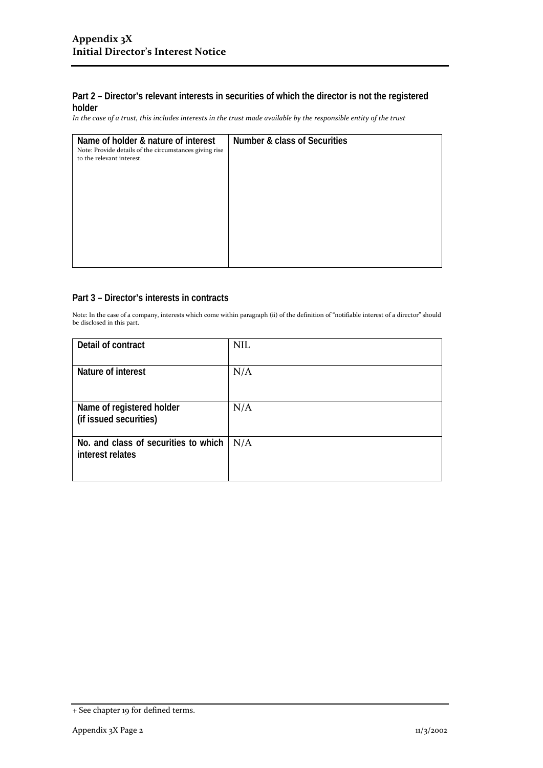## Part 2 – Director's relevant interests in securities of which the director is not the registered holder

*In the case of a trust, this includes interests in the trust made available by the responsible entity of the trust*

| Name of holder & nature of interest<br>Note: Provide details of the circumstances giving rise to the relevant interest. | Number & class of Securities |
|---|---|
| | |

## Part 3 – Director's interests in contracts

Note: In the case of a company, interests which come within paragraph (ii) of the definition of "notifiable interest of a director" should be disclosed in this part.

| | |
|---|---|
| **Detail of contract** | NIL |
| **Nature of interest** | N/A |
| **Name of registered holder (if issued securities)** | N/A |
| **No. and class of securities to which interest relates** | N/A |

+ See chapter 19 for defined terms.